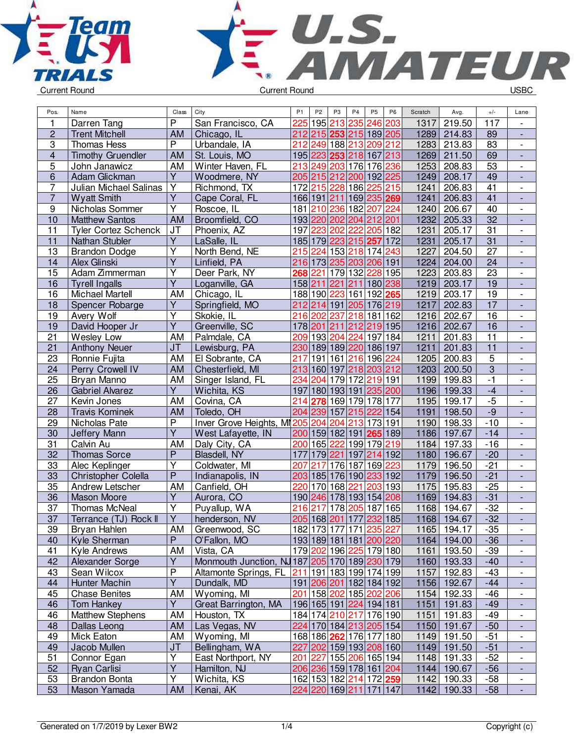# Team USA Trials — U.S. Amateur

Current Round | Current Round | USBC

| Pos. | Name | Class | City | P1 | P2 | P3 | P4 | P5 | P6 | Scratch | Avg. | +/- | Lane |
|---|---|---|---|---|---|---|---|---|---|---|---|---|---|
| 1 | Darren Tang | P | San Francisco, CA | 225 | 195 | 213 | 235 | 246 | 203 | 1317 | 219.50 | 117 | - |
| 2 | Trent Mitchell | AM | Chicago, IL | 212 | 215 | 253 | 215 | 189 | 205 | 1289 | 214.83 | 89 | - |
| 3 | Thomas Hess | P | Urbandale, IA | 212 | 249 | 188 | 213 | 209 | 212 | 1283 | 213.83 | 83 | - |
| 4 | Timothy Gruendler | AM | St. Louis, MO | 195 | 223 | 253 | 218 | 167 | 213 | 1269 | 211.50 | 69 | - |
| 5 | John Janawicz | AM | Winter Haven, FL | 213 | 249 | 203 | 176 | 176 | 236 | 1253 | 208.83 | 53 | - |
| 6 | Adam Glickman | Y | Woodmere, NY | 205 | 215 | 212 | 200 | 192 | 225 | 1249 | 208.17 | 49 | - |
| 7 | Julian Michael Salinas | Y | Richmond, TX | 172 | 215 | 228 | 186 | 225 | 215 | 1241 | 206.83 | 41 | - |
| 7 | Wyatt Smith | Y | Cape Coral, FL | 166 | 191 | 211 | 169 | 235 | 269 | 1241 | 206.83 | 41 | - |
| 9 | Nicholas Sommer | Y | Roscoe, IL | 181 | 210 | 236 | 182 | 207 | 224 | 1240 | 206.67 | 40 | - |
| 10 | Matthew Santos | AM | Broomfield, CO | 193 | 220 | 202 | 204 | 212 | 201 | 1232 | 205.33 | 32 | - |
| 11 | Tyler Cortez Schenck | JT | Phoenix, AZ | 197 | 223 | 202 | 222 | 205 | 182 | 1231 | 205.17 | 31 | - |
| 11 | Nathan Stubler | Y | LaSalle, IL | 185 | 179 | 223 | 215 | 257 | 172 | 1231 | 205.17 | 31 | - |
| 13 | Brandon Dodge | Y | North Bend, NE | 215 | 224 | 153 | 218 | 174 | 243 | 1227 | 204.50 | 27 | - |
| 14 | Alex Glinski | Y | Linfield, PA | 216 | 173 | 235 | 203 | 206 | 191 | 1224 | 204.00 | 24 | - |
| 15 | Adam Zimmerman | Y | Deer Park, NY | 268 | 221 | 179 | 132 | 228 | 195 | 1223 | 203.83 | 23 | - |
| 16 | Tyrell Ingalls | Y | Loganville, GA | 158 | 211 | 221 | 211 | 180 | 238 | 1219 | 203.17 | 19 | - |
| 16 | Michael Martell | AM | Chicago, IL | 188 | 190 | 223 | 161 | 192 | 265 | 1219 | 203.17 | 19 | - |
| 18 | Spencer Robarge | Y | Springfield, MO | 212 | 214 | 191 | 205 | 176 | 219 | 1217 | 202.83 | 17 | - |
| 19 | Avery Wolf | Y | Skokie, IL | 216 | 202 | 237 | 218 | 181 | 162 | 1216 | 202.67 | 16 | - |
| 19 | David Hooper Jr | Y | Greenville, SC | 178 | 201 | 211 | 212 | 219 | 195 | 1216 | 202.67 | 16 | - |
| 21 | Wesley Low | AM | Palmdale, CA | 209 | 193 | 204 | 224 | 197 | 184 | 1211 | 201.83 | 11 | - |
| 21 | Anthony Neuer | JT | Lewisburg, PA | 230 | 189 | 189 | 220 | 186 | 197 | 1211 | 201.83 | 11 | - |
| 23 | Ronnie Fujita | AM | El Sobrante, CA | 217 | 191 | 161 | 216 | 196 | 224 | 1205 | 200.83 | 5 | - |
| 24 | Perry Crowell IV | AM | Chesterfield, MI | 213 | 160 | 197 | 218 | 203 | 212 | 1203 | 200.50 | 3 | - |
| 25 | Bryan Manno | AM | Singer Island, FL | 234 | 204 | 179 | 172 | 219 | 191 | 1199 | 199.83 | -1 | - |
| 26 | Gabriel Alvarez | Y | Wichita, KS | 197 | 180 | 193 | 191 | 235 | 200 | 1196 | 199.33 | -4 | - |
| 27 | Kevin Jones | AM | Covina, CA | 214 | 278 | 169 | 179 | 178 | 177 | 1195 | 199.17 | -5 | - |
| 28 | Travis Kominek | AM | Toledo, OH | 204 | 239 | 157 | 215 | 222 | 154 | 1191 | 198.50 | -9 | - |
| 29 | Nicholas Pate | P | Inver Grove Heights, MN | 205 | 204 | 204 | 213 | 173 | 191 | 1190 | 198.33 | -10 | - |
| 30 | Jeffery Mann | Y | West Lafayette, IN | 200 | 159 | 182 | 191 | 265 | 189 | 1186 | 197.67 | -14 | - |
| 31 | Calvin Au | AM | Daly City, CA | 200 | 165 | 222 | 199 | 179 | 219 | 1184 | 197.33 | -16 | - |
| 32 | Thomas Sorce | P | Blasdell, NY | 177 | 179 | 221 | 197 | 214 | 192 | 1180 | 196.67 | -20 | - |
| 33 | Alec Keplinger | Y | Coldwater, MI | 207 | 217 | 176 | 187 | 169 | 223 | 1179 | 196.50 | -21 | - |
| 33 | Christopher Colella | P | Indianapolis, IN | 203 | 185 | 176 | 190 | 233 | 192 | 1179 | 196.50 | -21 | - |
| 35 | Andrew Letscher | AM | Canfield, OH | 220 | 170 | 168 | 221 | 203 | 193 | 1175 | 195.83 | -25 | - |
| 36 | Mason Moore | Y | Aurora, CO | 190 | 246 | 178 | 193 | 154 | 208 | 1169 | 194.83 | -31 | - |
| 37 | Thomas McNeal | Y | Puyallup, WA | 216 | 217 | 178 | 205 | 187 | 165 | 1168 | 194.67 | -32 | - |
| 37 | Terrance (TJ) Rock II | Y | henderson, NV | 205 | 168 | 201 | 177 | 232 | 185 | 1168 | 194.67 | -32 | - |
| 39 | Bryan Hahlen | AM | Greenwood, SC | 182 | 173 | 177 | 171 | 235 | 227 | 1165 | 194.17 | -35 | - |
| 40 | Kyle Sherman | P | O'Fallon, MO | 193 | 189 | 181 | 181 | 200 | 220 | 1164 | 194.00 | -36 | - |
| 41 | Kyle Andrews | AM | Vista, CA | 179 | 202 | 196 | 225 | 179 | 180 | 1161 | 193.50 | -39 | - |
| 42 | Alexander Sorge | Y | Monmouth Junction, NJ | 187 | 205 | 170 | 189 | 230 | 179 | 1160 | 193.33 | -40 | - |
| 43 | Sean Wilcox | P | Altamonte Springs, FL | 211 | 191 | 183 | 199 | 174 | 199 | 1157 | 192.83 | -43 | - |
| 44 | Hunter Machin | Y | Dundalk, MD | 191 | 206 | 201 | 182 | 184 | 192 | 1156 | 192.67 | -44 | - |
| 45 | Chase Benites | AM | Wyoming, MI | 201 | 158 | 202 | 185 | 202 | 206 | 1154 | 192.33 | -46 | - |
| 46 | Tom Hankey | Y | Great Barrington, MA | 196 | 165 | 191 | 224 | 194 | 181 | 1151 | 191.83 | -49 | - |
| 46 | Matthew Stephens | AM | Houston, TX | 184 | 174 | 210 | 217 | 176 | 190 | 1151 | 191.83 | -49 | - |
| 48 | Dallas Leong | AM | Las Vegas, NV | 224 | 170 | 184 | 213 | 205 | 154 | 1150 | 191.67 | -50 | - |
| 49 | Mick Eaton | AM | Wyoming, MI | 168 | 186 | 262 | 176 | 177 | 180 | 1149 | 191.50 | -51 | - |
| 49 | Jacob Mullen | JT | Bellingham, WA | 227 | 202 | 159 | 193 | 208 | 160 | 1149 | 191.50 | -51 | - |
| 51 | Connor Egan | Y | East Northport, NY | 201 | 227 | 155 | 206 | 165 | 194 | 1148 | 191.33 | -52 | - |
| 52 | Ryan Carlisi | Y | Hamilton, NJ | 206 | 236 | 159 | 178 | 161 | 204 | 1144 | 190.67 | -56 | - |
| 53 | Brandon Bonta | Y | Wichita, KS | 162 | 153 | 182 | 214 | 172 | 259 | 1142 | 190.33 | -58 | - |
| 53 | Mason Yamada | AM | Kenai, AK | 224 | 220 | 169 | 211 | 171 | 147 | 1142 | 190.33 | -58 | - |

Generated on 1/7/2019 by Lexer BW2 | Copyright (c)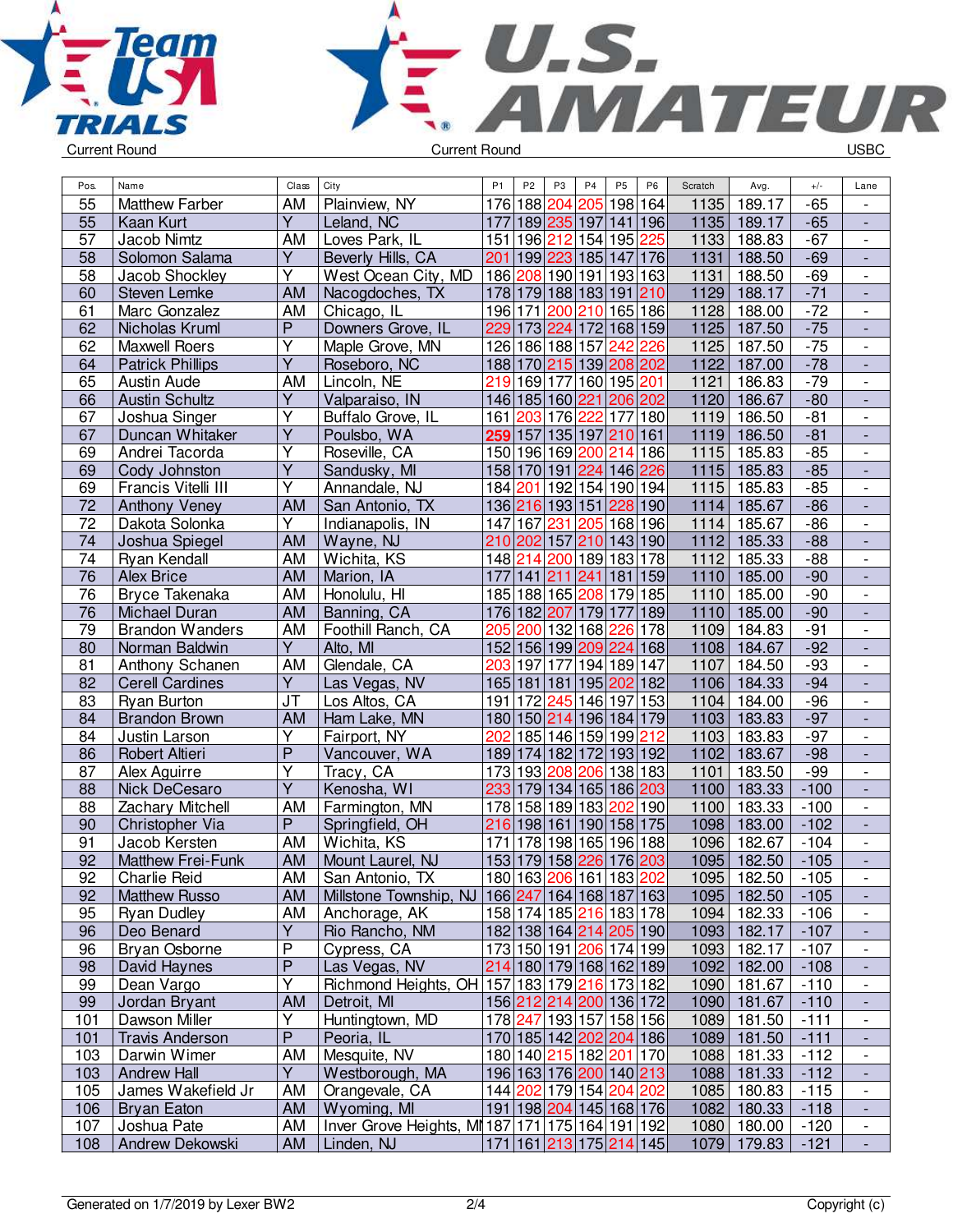Current Round | Current Round | USBC

| Pos. | Name | Class | City | P1 | P2 | P3 | P4 | P5 | P6 | Scratch | Avg. | +/- | Lane |
|---|---|---|---|---|---|---|---|---|---|---|---|---|---|
| 55 | Matthew Farber | AM | Plainview, NY | 176 | 188 | 204 | 205 | 198 | 164 | 1135 | 189.17 | -65 | - |
| 55 | Kaan Kurt | Y | Leland, NC | 177 | 189 | 235 | 197 | 141 | 196 | 1135 | 189.17 | -65 | - |
| 57 | Jacob Nimtz | AM | Loves Park, IL | 151 | 196 | 212 | 154 | 195 | 225 | 1133 | 188.83 | -67 | - |
| 58 | Solomon Salama | Y | Beverly Hills, CA | 201 | 199 | 223 | 185 | 147 | 176 | 1131 | 188.50 | -69 | - |
| 58 | Jacob Shockley | Y | West Ocean City, MD | 186 | 208 | 190 | 191 | 193 | 163 | 1131 | 188.50 | -69 | - |
| 60 | Steven Lemke | AM | Nacogdoches, TX | 178 | 179 | 188 | 183 | 191 | 210 | 1129 | 188.17 | -71 | - |
| 61 | Marc Gonzalez | AM | Chicago, IL | 196 | 171 | 200 | 210 | 165 | 186 | 1128 | 188.00 | -72 | - |
| 62 | Nicholas Kruml | P | Downers Grove, IL | 229 | 173 | 224 | 172 | 168 | 159 | 1125 | 187.50 | -75 | - |
| 62 | Maxwell Roers | Y | Maple Grove, MN | 126 | 186 | 188 | 157 | 242 | 226 | 1125 | 187.50 | -75 | - |
| 64 | Patrick Phillips | Y | Roseboro, NC | 188 | 170 | 215 | 139 | 208 | 202 | 1122 | 187.00 | -78 | - |
| 65 | Austin Aude | AM | Lincoln, NE | 219 | 169 | 177 | 160 | 195 | 201 | 1121 | 186.83 | -79 | - |
| 66 | Austin Schultz | Y | Valparaiso, IN | 146 | 185 | 160 | 221 | 206 | 202 | 1120 | 186.67 | -80 | - |
| 67 | Joshua Singer | Y | Buffalo Grove, IL | 161 | 203 | 176 | 222 | 177 | 180 | 1119 | 186.50 | -81 | - |
| 67 | Duncan Whitaker | Y | Poulsbo, WA | 259 | 157 | 135 | 197 | 210 | 161 | 1119 | 186.50 | -81 | - |
| 69 | Andrei Tacorda | Y | Roseville, CA | 150 | 196 | 169 | 200 | 214 | 186 | 1115 | 185.83 | -85 | - |
| 69 | Cody Johnston | Y | Sandusky, MI | 158 | 170 | 191 | 224 | 146 | 226 | 1115 | 185.83 | -85 | - |
| 69 | Francis Vitelli III | Y | Annandale, NJ | 184 | 201 | 192 | 154 | 190 | 194 | 1115 | 185.83 | -85 | - |
| 72 | Anthony Veney | AM | San Antonio, TX | 136 | 216 | 193 | 151 | 228 | 190 | 1114 | 185.67 | -86 | - |
| 72 | Dakota Solonka | Y | Indianapolis, IN | 147 | 167 | 231 | 205 | 168 | 196 | 1114 | 185.67 | -86 | - |
| 74 | Joshua Spiegel | AM | Wayne, NJ | 210 | 202 | 157 | 210 | 143 | 190 | 1112 | 185.33 | -88 | - |
| 74 | Ryan Kendall | AM | Wichita, KS | 148 | 214 | 200 | 189 | 183 | 178 | 1112 | 185.33 | -88 | - |
| 76 | Alex Brice | AM | Marion, IL | 177 | 141 | 211 | 241 | 181 | 159 | 1110 | 185.00 | -90 | - |
| 76 | Bryce Takenaka | AM | Honolulu, HI | 185 | 188 | 165 | 208 | 179 | 185 | 1110 | 185.00 | -90 | - |
| 76 | Michael Duran | AM | Banning, CA | 176 | 182 | 207 | 179 | 177 | 189 | 1110 | 185.00 | -90 | - |
| 79 | Brandon Wanders | AM | Foothill Ranch, CA | 205 | 200 | 132 | 168 | 226 | 178 | 1109 | 184.83 | -91 | - |
| 80 | Norman Baldwin | Y | Alto, MI | 152 | 156 | 199 | 209 | 224 | 168 | 1108 | 184.67 | -92 | - |
| 81 | Anthony Schanen | AM | Glendale, CA | 203 | 197 | 177 | 194 | 189 | 147 | 1107 | 184.50 | -93 | - |
| 82 | Cerell Cardines | Y | Las Vegas, NV | 165 | 181 | 181 | 195 | 202 | 182 | 1106 | 184.33 | -94 | - |
| 83 | Ryan Burton | JT | Los Altos, CA | 191 | 172 | 245 | 146 | 197 | 153 | 1104 | 184.00 | -96 | - |
| 84 | Brandon Brown | AM | Ham Lake, MN | 180 | 150 | 214 | 196 | 184 | 179 | 1103 | 183.83 | -97 | - |
| 84 | Justin Larson | Y | Fairport, NY | 202 | 185 | 146 | 159 | 199 | 212 | 1103 | 183.83 | -97 | - |
| 86 | Robert Altieri | P | Vancouver, WA | 189 | 174 | 182 | 172 | 193 | 192 | 1102 | 183.67 | -98 | - |
| 87 | Alex Aguirre | Y | Tracy, CA | 173 | 193 | 208 | 206 | 138 | 183 | 1101 | 183.50 | -99 | - |
| 88 | Nick DeCesaro | Y | Kenosha, WI | 233 | 179 | 134 | 165 | 186 | 203 | 1100 | 183.33 | -100 | - |
| 88 | Zachary Mitchell | AM | Farmington, MN | 178 | 158 | 189 | 183 | 202 | 190 | 1100 | 183.33 | -100 | - |
| 90 | Christopher Via | P | Springfield, OH | 216 | 198 | 161 | 190 | 158 | 175 | 1098 | 183.00 | -102 | - |
| 91 | Jacob Kersten | AM | Wichita, KS | 171 | 178 | 198 | 165 | 196 | 188 | 1096 | 182.67 | -104 | - |
| 92 | Matthew Frei-Funk | AM | Mount Laurel, NJ | 153 | 179 | 158 | 226 | 176 | 203 | 1095 | 182.50 | -105 | - |
| 92 | Charlie Reid | AM | San Antonio, TX | 180 | 163 | 206 | 161 | 183 | 202 | 1095 | 182.50 | -105 | - |
| 92 | Matthew Russo | AM | Millstone Township, NJ | 166 | 247 | 164 | 168 | 187 | 163 | 1095 | 182.50 | -105 | - |
| 95 | Ryan Dudley | AM | Anchorage, AK | 158 | 174 | 185 | 216 | 183 | 178 | 1094 | 182.33 | -106 | - |
| 96 | Deo Benard | Y | Rio Rancho, NM | 182 | 138 | 164 | 214 | 205 | 190 | 1093 | 182.17 | -107 | - |
| 96 | Bryan Osborne | P | Cypress, CA | 173 | 150 | 191 | 206 | 174 | 199 | 1093 | 182.17 | -107 | - |
| 98 | David Haynes | P | Las Vegas, NV | 214 | 180 | 179 | 168 | 162 | 189 | 1092 | 182.00 | -108 | - |
| 99 | Dean Vargo | Y | Richmond Heights, OH | 157 | 183 | 179 | 216 | 173 | 182 | 1090 | 181.67 | -110 | - |
| 99 | Jordan Bryant | AM | Detroit, MI | 156 | 212 | 214 | 200 | 136 | 172 | 1090 | 181.67 | -110 | - |
| 101 | Dawson Miller | Y | Huntingtown, MD | 178 | 247 | 193 | 157 | 158 | 156 | 1089 | 181.50 | -111 | - |
| 101 | Travis Anderson | P | Peoria, IL | 170 | 185 | 142 | 202 | 204 | 186 | 1089 | 181.50 | -111 | - |
| 103 | Darwin Wimer | AM | Mesquite, NV | 180 | 140 | 215 | 182 | 201 | 170 | 1088 | 181.33 | -112 | - |
| 103 | Andrew Hall | Y | Westborough, MA | 196 | 163 | 176 | 200 | 140 | 213 | 1088 | 181.33 | -112 | - |
| 105 | James Wakefield Jr | AM | Orangevale, CA | 144 | 202 | 179 | 154 | 204 | 202 | 1085 | 180.83 | -115 | - |
| 106 | Bryan Eaton | AM | Wyoming, MI | 191 | 198 | 204 | 145 | 168 | 176 | 1082 | 180.33 | -118 | - |
| 107 | Joshua Pate | AM | Inver Grove Heights, MN | 187 | 171 | 175 | 164 | 191 | 192 | 1080 | 180.00 | -120 | - |
| 108 | Andrew Dekowski | AM | Linden, NJ | 171 | 161 | 213 | 175 | 214 | 145 | 1079 | 179.83 | -121 | - |

Generated on 1/7/2019 by Lexer BW2 | Copyright (c)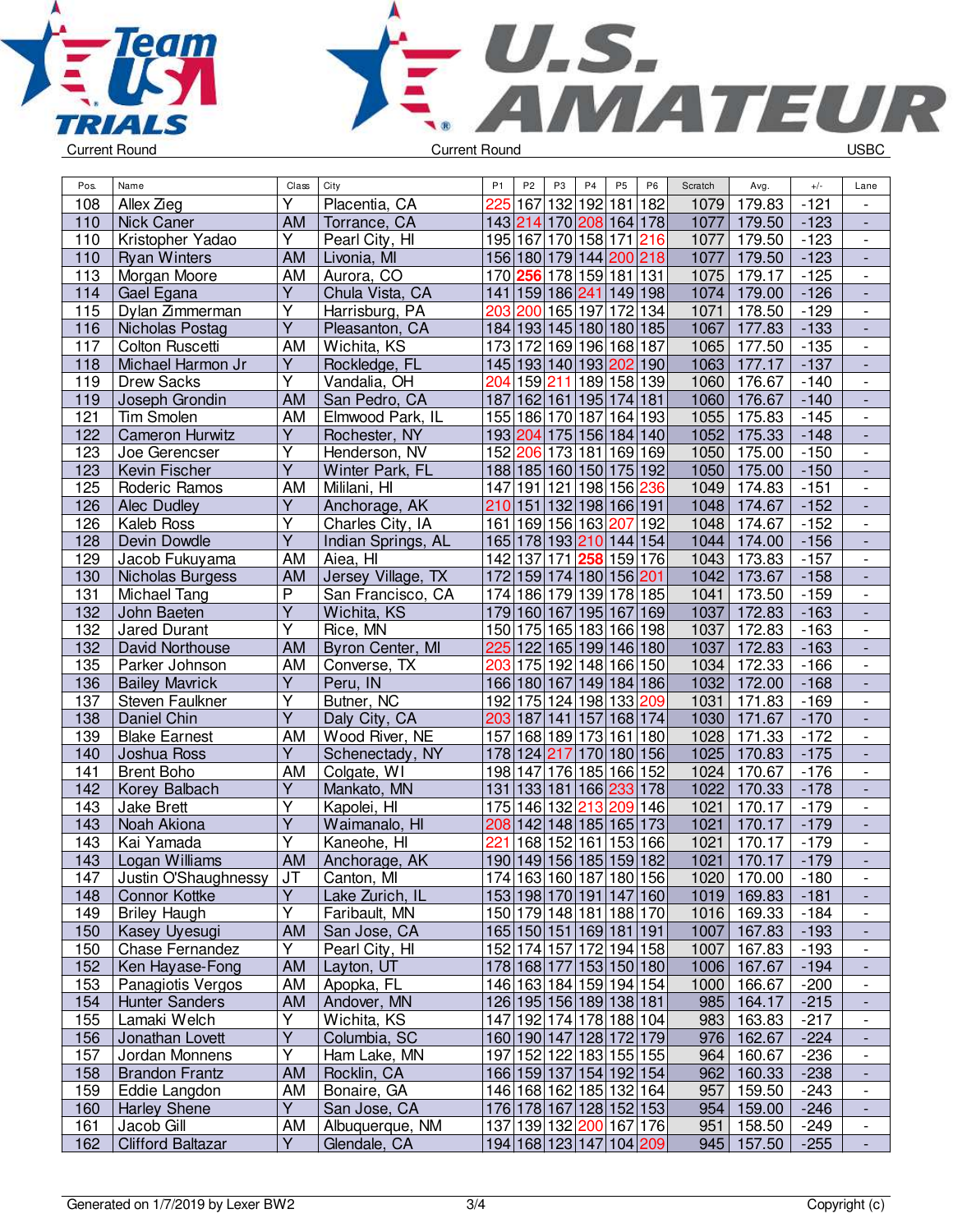Team USA TRIALS — U.S. AMATEUR

Current Round | Current Round | USBC

| Pos. | Name | Class | City | P1 | P2 | P3 | P4 | P5 | P6 | Scratch | Avg. | +/- | Lane |
|---|---|---|---|---|---|---|---|---|---|---|---|---|---|
| 108 | Allex Zieg | Y | Placentia, CA | 225 | 167 | 132 | 192 | 181 | 182 | 1079 | 179.83 | -121 | - |
| 110 | Nick Caner | AM | Torrance, CA | 143 | 214 | 170 | 208 | 164 | 178 | 1077 | 179.50 | -123 | - |
| 110 | Kristopher Yadao | Y | Pearl City, HI | 195 | 167 | 170 | 158 | 171 | 216 | 1077 | 179.50 | -123 | - |
| 110 | Ryan Winters | AM | Livonia, MI | 156 | 180 | 179 | 144 | 200 | 218 | 1077 | 179.50 | -123 | - |
| 113 | Morgan Moore | AM | Aurora, CO | 170 | 256 | 178 | 159 | 181 | 131 | 1075 | 179.17 | -125 | - |
| 114 | Gael Egana | Y | Chula Vista, CA | 141 | 159 | 186 | 241 | 149 | 198 | 1074 | 179.00 | -126 | - |
| 115 | Dylan Zimmerman | Y | Harrisburg, PA | 203 | 200 | 165 | 197 | 172 | 134 | 1071 | 178.50 | -129 | - |
| 116 | Nicholas Postag | Y | Pleasanton, CA | 184 | 193 | 145 | 180 | 180 | 185 | 1067 | 177.83 | -133 | - |
| 117 | Colton Ruscetti | AM | Wichita, KS | 173 | 172 | 169 | 196 | 168 | 187 | 1065 | 177.50 | -135 | - |
| 118 | Michael Harmon Jr | Y | Rockledge, FL | 145 | 193 | 140 | 193 | 202 | 190 | 1063 | 177.17 | -137 | - |
| 119 | Drew Sacks | Y | Vandalia, OH | 204 | 159 | 211 | 189 | 158 | 139 | 1060 | 176.67 | -140 | - |
| 119 | Joseph Grondin | AM | San Pedro, CA | 187 | 162 | 161 | 195 | 174 | 181 | 1060 | 176.67 | -140 | - |
| 121 | Tim Smolen | AM | Elmwood Park, IL | 155 | 186 | 170 | 187 | 164 | 193 | 1055 | 175.83 | -145 | - |
| 122 | Cameron Hurwitz | Y | Rochester, NY | 193 | 204 | 175 | 156 | 184 | 140 | 1052 | 175.33 | -148 | - |
| 123 | Joe Gerencser | Y | Henderson, NV | 152 | 206 | 173 | 181 | 169 | 169 | 1050 | 175.00 | -150 | - |
| 123 | Kevin Fischer | Y | Winter Park, FL | 188 | 185 | 160 | 150 | 175 | 192 | 1050 | 175.00 | -150 | - |
| 125 | Roderic Ramos | AM | Mililani, HI | 147 | 191 | 121 | 198 | 156 | 236 | 1049 | 174.83 | -151 | - |
| 126 | Alec Dudley | Y | Anchorage, AK | 210 | 151 | 132 | 198 | 166 | 191 | 1048 | 174.67 | -152 | - |
| 126 | Kaleb Ross | Y | Charles City, IA | 161 | 169 | 156 | 163 | 207 | 192 | 1048 | 174.67 | -152 | - |
| 128 | Devin Dowdle | Y | Indian Springs, AL | 165 | 178 | 193 | 210 | 144 | 154 | 1044 | 174.00 | -156 | - |
| 129 | Jacob Fukuyama | AM | Aiea, HI | 142 | 137 | 171 | 258 | 159 | 176 | 1043 | 173.83 | -157 | - |
| 130 | Nicholas Burgess | AM | Jersey Village, TX | 172 | 159 | 174 | 180 | 156 | 201 | 1042 | 173.67 | -158 | - |
| 131 | Michael Tang | P | San Francisco, CA | 174 | 186 | 179 | 139 | 178 | 185 | 1041 | 173.50 | -159 | - |
| 132 | John Baeten | Y | Wichita, KS | 179 | 160 | 167 | 195 | 167 | 169 | 1037 | 172.83 | -163 | - |
| 132 | Jared Durant | Y | Rice, MN | 150 | 175 | 165 | 183 | 166 | 198 | 1037 | 172.83 | -163 | - |
| 132 | David Northouse | AM | Byron Center, MI | 225 | 122 | 165 | 199 | 146 | 180 | 1037 | 172.83 | -163 | - |
| 135 | Parker Johnson | AM | Converse, TX | 203 | 175 | 192 | 148 | 166 | 150 | 1034 | 172.33 | -166 | - |
| 136 | Bailey Mavrick | Y | Peru, IN | 166 | 180 | 167 | 149 | 184 | 186 | 1032 | 172.00 | -168 | - |
| 137 | Steven Faulkner | Y | Butner, NC | 192 | 175 | 124 | 198 | 133 | 209 | 1031 | 171.83 | -169 | - |
| 138 | Daniel Chin | Y | Daly City, CA | 203 | 187 | 141 | 157 | 168 | 174 | 1030 | 171.67 | -170 | - |
| 139 | Blake Earnest | AM | Wood River, NE | 157 | 168 | 189 | 173 | 161 | 180 | 1028 | 171.33 | -172 | - |
| 140 | Joshua Ross | Y | Schenectady, NY | 178 | 124 | 217 | 170 | 180 | 156 | 1025 | 170.83 | -175 | - |
| 141 | Brent Boho | AM | Colgate, WI | 198 | 147 | 176 | 185 | 166 | 152 | 1024 | 170.67 | -176 | - |
| 142 | Korey Balbach | Y | Mankato, MN | 131 | 133 | 181 | 166 | 233 | 178 | 1022 | 170.33 | -178 | - |
| 143 | Jake Brett | Y | Kapolei, HI | 175 | 146 | 132 | 213 | 209 | 146 | 1021 | 170.17 | -179 | - |
| 143 | Noah Akiona | Y | Waimanalo, HI | 208 | 142 | 148 | 185 | 165 | 173 | 1021 | 170.17 | -179 | - |
| 143 | Kai Yamada | Y | Kaneohe, HI | 221 | 168 | 152 | 161 | 153 | 166 | 1021 | 170.17 | -179 | - |
| 143 | Logan Williams | AM | Anchorage, AK | 190 | 149 | 156 | 185 | 159 | 182 | 1021 | 170.17 | -179 | - |
| 147 | Justin O'Shaughnessy | JT | Canton, MI | 174 | 163 | 160 | 187 | 180 | 156 | 1020 | 170.00 | -180 | - |
| 148 | Connor Kottke | Y | Lake Zurich, IL | 153 | 198 | 170 | 191 | 147 | 160 | 1019 | 169.83 | -181 | - |
| 149 | Briley Haugh | Y | Faribault, MN | 150 | 179 | 148 | 181 | 188 | 170 | 1016 | 169.33 | -184 | - |
| 150 | Kasey Uyesugi | AM | San Jose, CA | 165 | 150 | 151 | 169 | 181 | 191 | 1007 | 167.83 | -193 | - |
| 150 | Chase Fernandez | Y | Pearl City, HI | 152 | 174 | 157 | 172 | 194 | 158 | 1007 | 167.83 | -193 | - |
| 152 | Ken Hayase-Fong | AM | Layton, UT | 178 | 168 | 177 | 153 | 150 | 180 | 1006 | 167.67 | -194 | - |
| 153 | Panagiotis Vergos | AM | Apopka, FL | 146 | 163 | 184 | 159 | 194 | 154 | 1000 | 166.67 | -200 | - |
| 154 | Hunter Sanders | AM | Andover, MN | 126 | 195 | 156 | 189 | 138 | 181 | 985 | 164.17 | -215 | - |
| 155 | Lamaki Welch | Y | Wichita, KS | 147 | 192 | 174 | 178 | 188 | 104 | 983 | 163.83 | -217 | - |
| 156 | Jonathan Lovett | Y | Columbia, SC | 160 | 190 | 147 | 128 | 172 | 179 | 976 | 162.67 | -224 | - |
| 157 | Jordan Monnens | Y | Ham Lake, MN | 197 | 152 | 122 | 183 | 155 | 155 | 964 | 160.67 | -236 | - |
| 158 | Brandon Frantz | AM | Rocklin, CA | 166 | 159 | 137 | 154 | 192 | 154 | 962 | 160.33 | -238 | - |
| 159 | Eddie Langdon | AM | Bonaire, GA | 146 | 168 | 162 | 185 | 132 | 164 | 957 | 159.50 | -243 | - |
| 160 | Harley Shene | Y | San Jose, CA | 176 | 178 | 167 | 128 | 152 | 153 | 954 | 159.00 | -246 | - |
| 161 | Jacob Gill | AM | Albuquerque, NM | 137 | 139 | 132 | 200 | 167 | 176 | 951 | 158.50 | -249 | - |
| 162 | Clifford Baltazar | Y | Glendale, CA | 194 | 168 | 123 | 147 | 104 | 209 | 945 | 157.50 | -255 | - |

Generated on 1/7/2019 by Lexer BW2 | Copyright (c)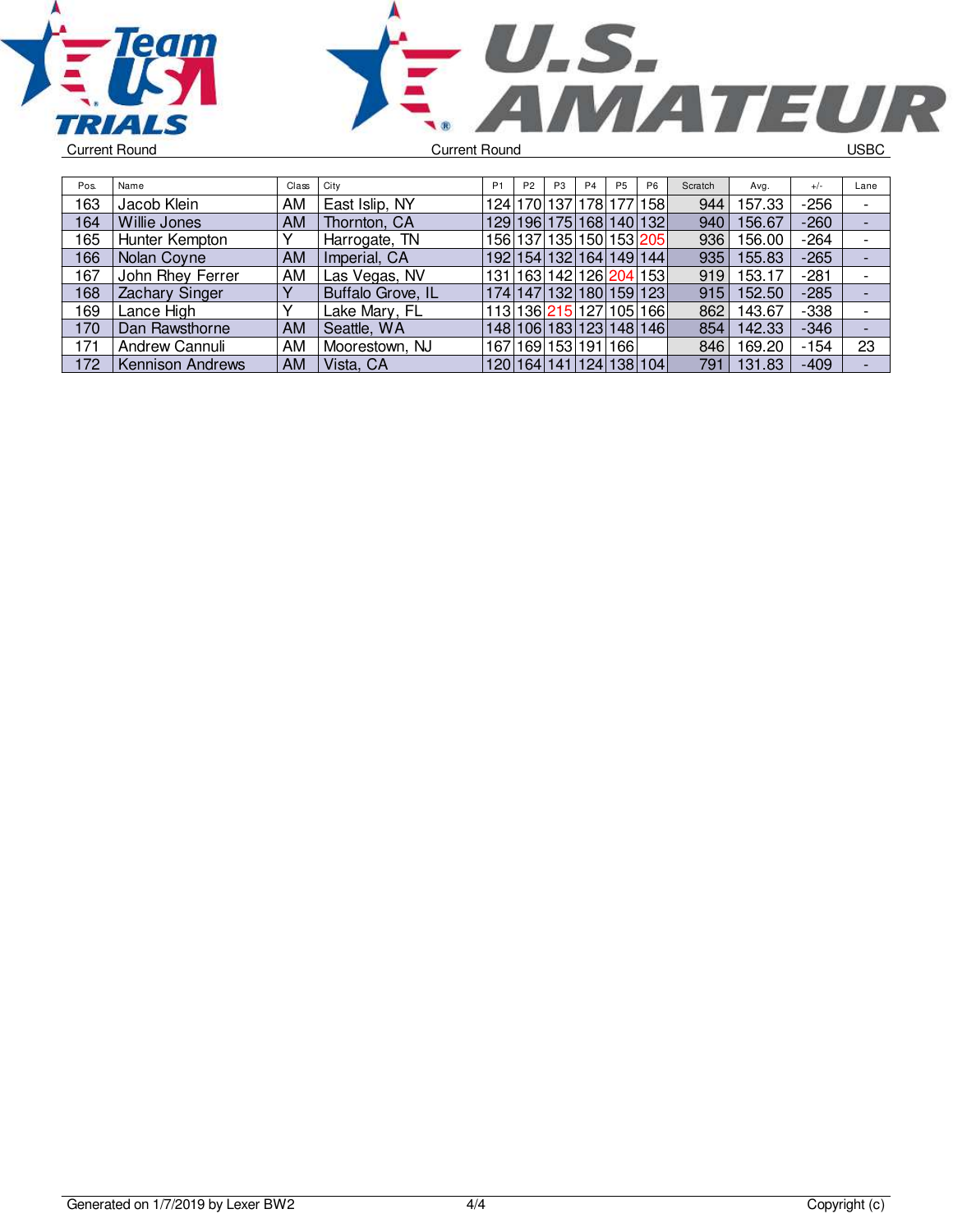Current Round | Current Round | USBC

| Pos. | Name | Class | City | P1 | P2 | P3 | P4 | P5 | P6 | Scratch | Avg. | +/- | Lane |
|---|---|---|---|---|---|---|---|---|---|---|---|---|---|
| 163 | Jacob Klein | AM | East Islip, NY | 124 | 170 | 137 | 178 | 177 | 158 | 944 | 157.33 | -256 | - |
| 164 | Willie Jones | AM | Thornton, CA | 129 | 196 | 175 | 168 | 140 | 132 | 940 | 156.67 | -260 | - |
| 165 | Hunter Kempton | Y | Harrogate, TN | 156 | 137 | 135 | 150 | 153 | 205 | 936 | 156.00 | -264 | - |
| 166 | Nolan Coyne | AM | Imperial, CA | 192 | 154 | 132 | 164 | 149 | 144 | 935 | 155.83 | -265 | - |
| 167 | John Rhey Ferrer | AM | Las Vegas, NV | 131 | 163 | 142 | 126 | 204 | 153 | 919 | 153.17 | -281 | - |
| 168 | Zachary Singer | Y | Buffalo Grove, IL | 174 | 147 | 132 | 180 | 159 | 123 | 915 | 152.50 | -285 | - |
| 169 | Lance High | Y | Lake Mary, FL | 113 | 136 | 215 | 127 | 105 | 166 | 862 | 143.67 | -338 | - |
| 170 | Dan Rawsthorne | AM | Seattle, WA | 148 | 106 | 183 | 123 | 148 | 146 | 854 | 142.33 | -346 | - |
| 171 | Andrew Cannuli | AM | Moorestown, NJ | 167 | 169 | 153 | 191 | 166 | | 846 | 169.20 | -154 | 23 |
| 172 | Kennison Andrews | AM | Vista, CA | 120 | 164 | 141 | 124 | 138 | 104 | 791 | 131.83 | -409 | - |

Generated on 1/7/2019 by Lexer BW2 | Copyright (c)